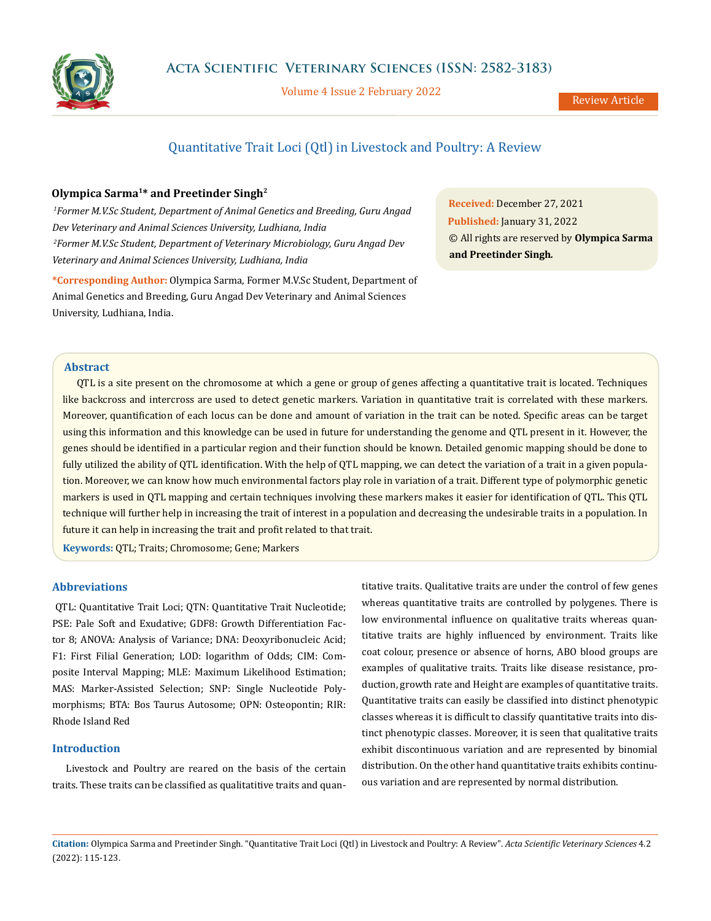# Quantitative Trait Loci (Qtl) in Livestock and Poultry: A Review

**Olympica Sarma[1]* and Preetinder Singh[2]**

*[1]Former M.V.Sc Student, Department of Animal Genetics and Breeding, Guru Angad Dev Veterinary and Animal Sciences University, Ludhiana, India*

*[2]Former M.V.Sc Student, Department of Veterinary Microbiology, Guru Angad Dev Veterinary and Animal Sciences University, Ludhiana, India*

**\*Corresponding Author:** Olympica Sarma, Former M.V.Sc Student, Department of Animal Genetics and Breeding, Guru Angad Dev Veterinary and Animal Sciences University, Ludhiana, India.

**Received:** December 27, 2021
**Published:** January 31, 2022
© All rights are reserved by **Olympica Sarma and Preetinder Singh.**

## Abstract

QTL is a site present on the chromosome at which a gene or group of genes affecting a quantitative trait is located. Techniques like backcross and intercross are used to detect genetic markers. Variation in quantitative trait is correlated with these markers. Moreover, quantification of each locus can be done and amount of variation in the trait can be noted. Specific areas can be target using this information and this knowledge can be used in future for understanding the genome and QTL present in it. However, the genes should be identified in a particular region and their function should be known. Detailed genomic mapping should be done to fully utilized the ability of QTL identification. With the help of QTL mapping, we can detect the variation of a trait in a given population. Moreover, we can know how much environmental factors play role in variation of a trait. Different type of polymorphic genetic markers is used in QTL mapping and certain techniques involving these markers makes it easier for identification of QTL. This QTL technique will further help in increasing the trait of interest in a population and decreasing the undesirable traits in a population. In future it can help in increasing the trait and profit related to that trait.

**Keywords:** QTL; Traits; Chromosome; Gene; Markers

## Abbreviations

QTL: Quantitative Trait Loci; QTN: Quantitative Trait Nucleotide; PSE: Pale Soft and Exudative; GDF8: Growth Differentiation Factor 8; ANOVA: Analysis of Variance; DNA: Deoxyribonucleic Acid; F1: First Filial Generation; LOD: logarithm of Odds; CIM: Composite Interval Mapping; MLE: Maximum Likelihood Estimation; MAS: Marker-Assisted Selection; SNP: Single Nucleotide Polymorphisms; BTA: Bos Taurus Autosome; OPN: Osteopontin; RIR: Rhode Island Red

## Introduction

Livestock and Poultry are reared on the basis of the certain traits. These traits can be classified as qualitatitive traits and quantitative traits. Qualitative traits are under the control of few genes whereas quantitative traits are controlled by polygenes. There is low environmental influence on qualitative traits whereas quantitative traits are highly influenced by environment. Traits like coat colour, presence or absence of horns, ABO blood groups are examples of qualitative traits. Traits like disease resistance, production, growth rate and Height are examples of quantitative traits. Quantitative traits can easily be classified into distinct phenotypic classes whereas it is difficult to classify quantitative traits into distinct phenotypic classes. Moreover, it is seen that qualitative traits exhibit discontinuous variation and are represented by binomial distribution. On the other hand quantitative traits exhibits continuous variation and are represented by normal distribution.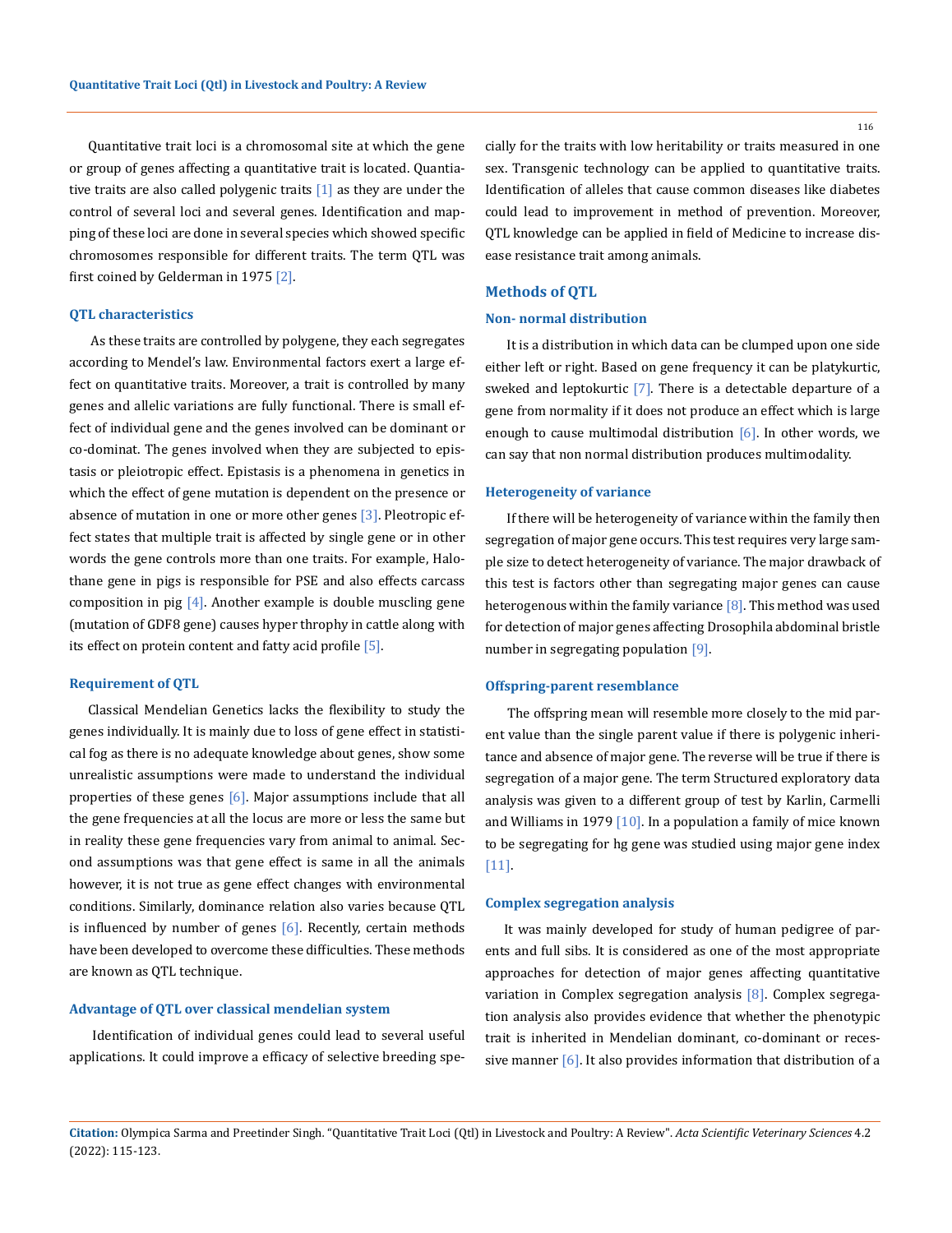Quantitative trait loci is a chromosomal site at which the gene or group of genes affecting a quantitative trait is located. Quantiative traits are also called polygenic traits [1] as they are under the control of several loci and several genes. Identification and mapping of these loci are done in several species which showed specific chromosomes responsible for different traits. The term QTL was first coined by Gelderman in 1975 [2].

### QTL characteristics

As these traits are controlled by polygene, they each segregates according to Mendel's law. Environmental factors exert a large effect on quantitative traits. Moreover, a trait is controlled by many genes and allelic variations are fully functional. There is small effect of individual gene and the genes involved can be dominant or co-dominat. The genes involved when they are subjected to epistasis or pleiotropic effect. Epistasis is a phenomena in genetics in which the effect of gene mutation is dependent on the presence or absence of mutation in one or more other genes [3]. Pleotropic effect states that multiple trait is affected by single gene or in other words the gene controls more than one traits. For example, Halothane gene in pigs is responsible for PSE and also effects carcass composition in pig [4]. Another example is double muscling gene (mutation of GDF8 gene) causes hyper throphy in cattle along with its effect on protein content and fatty acid profile [5].

### Requirement of QTL

Classical Mendelian Genetics lacks the flexibility to study the genes individually. It is mainly due to loss of gene effect in statistical fog as there is no adequate knowledge about genes, show some unrealistic assumptions were made to understand the individual properties of these genes [6]. Major assumptions include that all the gene frequencies at all the locus are more or less the same but in reality these gene frequencies vary from animal to animal. Second assumptions was that gene effect is same in all the animals however, it is not true as gene effect changes with environmental conditions. Similarly, dominance relation also varies because QTL is influenced by number of genes [6]. Recently, certain methods have been developed to overcome these difficulties. These methods are known as QTL technique.

### Advantage of QTL over classical mendelian system

Identification of individual genes could lead to several useful applications. It could improve a efficacy of selective breeding specially for the traits with low heritability or traits measured in one sex. Transgenic technology can be applied to quantitative traits. Identification of alleles that cause common diseases like diabetes could lead to improvement in method of prevention. Moreover, QTL knowledge can be applied in field of Medicine to increase disease resistance trait among animals.

## Methods of QTL

### Non- normal distribution

It is a distribution in which data can be clumped upon one side either left or right. Based on gene frequency it can be platykurtic, sweked and leptokurtic [7]. There is a detectable departure of a gene from normality if it does not produce an effect which is large enough to cause multimodal distribution [6]. In other words, we can say that non normal distribution produces multimodality.

### Heterogeneity of variance

If there will be heterogeneity of variance within the family then segregation of major gene occurs. This test requires very large sample size to detect heterogeneity of variance. The major drawback of this test is factors other than segregating major genes can cause heterogenous within the family variance [8]. This method was used for detection of major genes affecting Drosophila abdominal bristle number in segregating population [9].

### Offspring-parent resemblance

The offspring mean will resemble more closely to the mid parent value than the single parent value if there is polygenic inheritance and absence of major gene. The reverse will be true if there is segregation of a major gene. The term Structured exploratory data analysis was given to a different group of test by Karlin, Carmelli and Williams in 1979 [10]. In a population a family of mice known to be segregating for hg gene was studied using major gene index [11].

### Complex segregation analysis

It was mainly developed for study of human pedigree of parents and full sibs. It is considered as one of the most appropriate approaches for detection of major genes affecting quantitative variation in Complex segregation analysis [8]. Complex segregation analysis also provides evidence that whether the phenotypic trait is inherited in Mendelian dominant, co-dominant or recessive manner [6]. It also provides information that distribution of a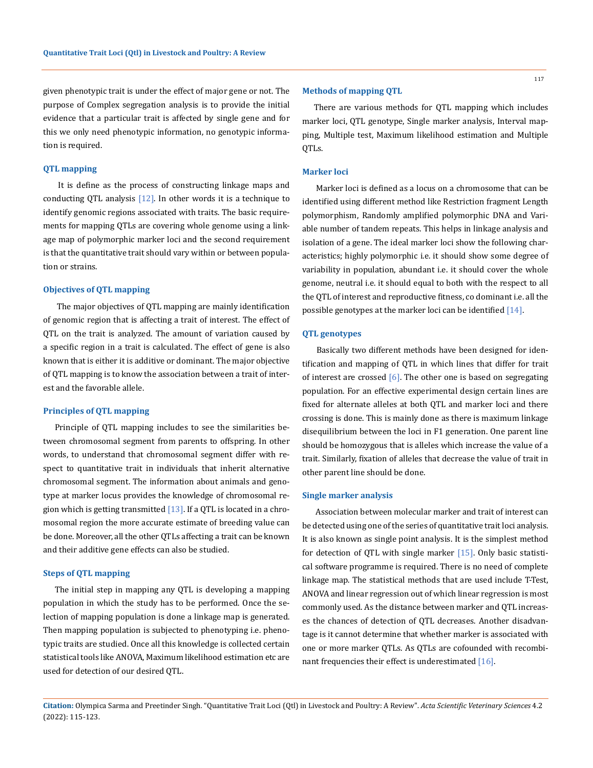given phenotypic trait is under the effect of major gene or not. The purpose of Complex segregation analysis is to provide the initial evidence that a particular trait is affected by single gene and for this we only need phenotypic information, no genotypic information is required.

### QTL mapping

It is define as the process of constructing linkage maps and conducting QTL analysis [12]. In other words it is a technique to identify genomic regions associated with traits. The basic requirements for mapping QTLs are covering whole genome using a linkage map of polymorphic marker loci and the second requirement is that the quantitative trait should vary within or between population or strains.

### Objectives of QTL mapping

The major objectives of QTL mapping are mainly identification of genomic region that is affecting a trait of interest. The effect of QTL on the trait is analyzed. The amount of variation caused by a specific region in a trait is calculated. The effect of gene is also known that is either it is additive or dominant. The major objective of QTL mapping is to know the association between a trait of interest and the favorable allele.

### Principles of QTL mapping

Principle of QTL mapping includes to see the similarities between chromosomal segment from parents to offspring. In other words, to understand that chromosomal segment differ with respect to quantitative trait in individuals that inherit alternative chromosomal segment. The information about animals and genotype at marker locus provides the knowledge of chromosomal region which is getting transmitted [13]. If a QTL is located in a chromosomal region the more accurate estimate of breeding value can be done. Moreover, all the other QTLs affecting a trait can be known and their additive gene effects can also be studied.

### Steps of QTL mapping

The initial step in mapping any QTL is developing a mapping population in which the study has to be performed. Once the selection of mapping population is done a linkage map is generated. Then mapping population is subjected to phenotyping i.e. phenotypic traits are studied. Once all this knowledge is collected certain statistical tools like ANOVA, Maximum likelihood estimation etc are used for detection of our desired QTL.

### Methods of mapping QTL

There are various methods for QTL mapping which includes marker loci, QTL genotype, Single marker analysis, Interval mapping, Multiple test, Maximum likelihood estimation and Multiple QTLs.

### Marker loci

Marker loci is defined as a locus on a chromosome that can be identified using different method like Restriction fragment Length polymorphism, Randomly amplified polymorphic DNA and Variable number of tandem repeats. This helps in linkage analysis and isolation of a gene. The ideal marker loci show the following characteristics; highly polymorphic i.e. it should show some degree of variability in population, abundant i.e. it should cover the whole genome, neutral i.e. it should equal to both with the respect to all the QTL of interest and reproductive fitness, co dominant i.e. all the possible genotypes at the marker loci can be identified [14].

### QTL genotypes

Basically two different methods have been designed for identification and mapping of QTL in which lines that differ for trait of interest are crossed [6]. The other one is based on segregating population. For an effective experimental design certain lines are fixed for alternate alleles at both QTL and marker loci and there crossing is done. This is mainly done as there is maximum linkage disequilibrium between the loci in F1 generation. One parent line should be homozygous that is alleles which increase the value of a trait. Similarly, fixation of alleles that decrease the value of trait in other parent line should be done.

### Single marker analysis

Association between molecular marker and trait of interest can be detected using one of the series of quantitative trait loci analysis. It is also known as single point analysis. It is the simplest method for detection of QTL with single marker [15]. Only basic statistical software programme is required. There is no need of complete linkage map. The statistical methods that are used include T-Test, ANOVA and linear regression out of which linear regression is most commonly used. As the distance between marker and QTL increases the chances of detection of QTL decreases. Another disadvantage is it cannot determine that whether marker is associated with one or more marker QTLs. As QTLs are cofounded with recombinant frequencies their effect is underestimated [16].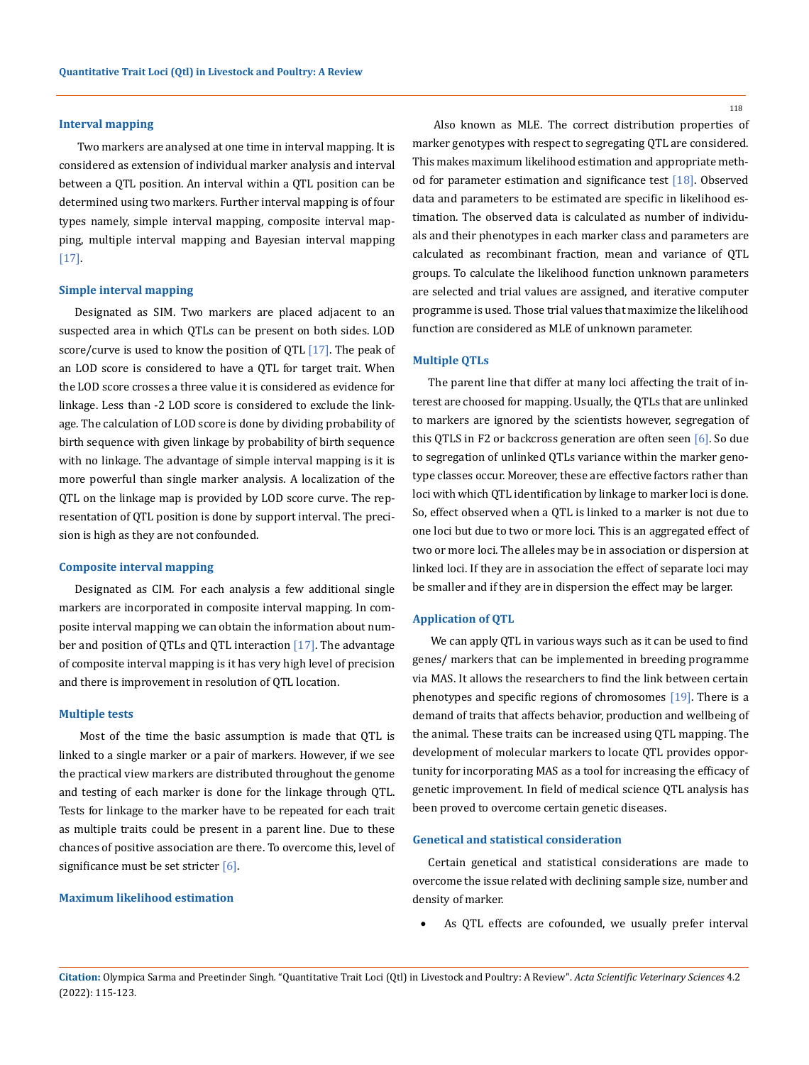### Interval mapping

Two markers are analysed at one time in interval mapping. It is considered as extension of individual marker analysis and interval between a QTL position. An interval within a QTL position can be determined using two markers. Further interval mapping is of four types namely, simple interval mapping, composite interval mapping, multiple interval mapping and Bayesian interval mapping [17].

### Simple interval mapping

Designated as SIM. Two markers are placed adjacent to an suspected area in which QTLs can be present on both sides. LOD score/curve is used to know the position of QTL [17]. The peak of an LOD score is considered to have a QTL for target trait. When the LOD score crosses a three value it is considered as evidence for linkage. Less than -2 LOD score is considered to exclude the linkage. The calculation of LOD score is done by dividing probability of birth sequence with given linkage by probability of birth sequence with no linkage. The advantage of simple interval mapping is it is more powerful than single marker analysis. A localization of the QTL on the linkage map is provided by LOD score curve. The representation of QTL position is done by support interval. The precision is high as they are not confounded.

### Composite interval mapping

Designated as CIM. For each analysis a few additional single markers are incorporated in composite interval mapping. In composite interval mapping we can obtain the information about number and position of QTLs and QTL interaction [17]. The advantage of composite interval mapping is it has very high level of precision and there is improvement in resolution of QTL location.

### Multiple tests

Most of the time the basic assumption is made that QTL is linked to a single marker or a pair of markers. However, if we see the practical view markers are distributed throughout the genome and testing of each marker is done for the linkage through QTL. Tests for linkage to the marker have to be repeated for each trait as multiple traits could be present in a parent line. Due to these chances of positive association are there. To overcome this, level of significance must be set stricter [6].

### Maximum likelihood estimation

Also known as MLE. The correct distribution properties of marker genotypes with respect to segregating QTL are considered. This makes maximum likelihood estimation and appropriate method for parameter estimation and significance test [18]. Observed data and parameters to be estimated are specific in likelihood estimation. The observed data is calculated as number of individuals and their phenotypes in each marker class and parameters are calculated as recombinant fraction, mean and variance of QTL groups. To calculate the likelihood function unknown parameters are selected and trial values are assigned, and iterative computer programme is used. Those trial values that maximize the likelihood function are considered as MLE of unknown parameter.

### Multiple QTLs

The parent line that differ at many loci affecting the trait of interest are choosed for mapping. Usually, the QTLs that are unlinked to markers are ignored by the scientists however, segregation of this QTLS in F2 or backcross generation are often seen [6]. So due to segregation of unlinked QTLs variance within the marker genotype classes occur. Moreover, these are effective factors rather than loci with which QTL identification by linkage to marker loci is done. So, effect observed when a QTL is linked to a marker is not due to one loci but due to two or more loci. This is an aggregated effect of two or more loci. The alleles may be in association or dispersion at linked loci. If they are in association the effect of separate loci may be smaller and if they are in dispersion the effect may be larger.

### Application of QTL

We can apply QTL in various ways such as it can be used to find genes/ markers that can be implemented in breeding programme via MAS. It allows the researchers to find the link between certain phenotypes and specific regions of chromosomes [19]. There is a demand of traits that affects behavior, production and wellbeing of the animal. These traits can be increased using QTL mapping. The development of molecular markers to locate QTL provides opportunity for incorporating MAS as a tool for increasing the efficacy of genetic improvement. In field of medical science QTL analysis has been proved to overcome certain genetic diseases.

### Genetical and statistical consideration

Certain genetical and statistical considerations are made to overcome the issue related with declining sample size, number and density of marker.

- As QTL effects are cofounded, we usually prefer interval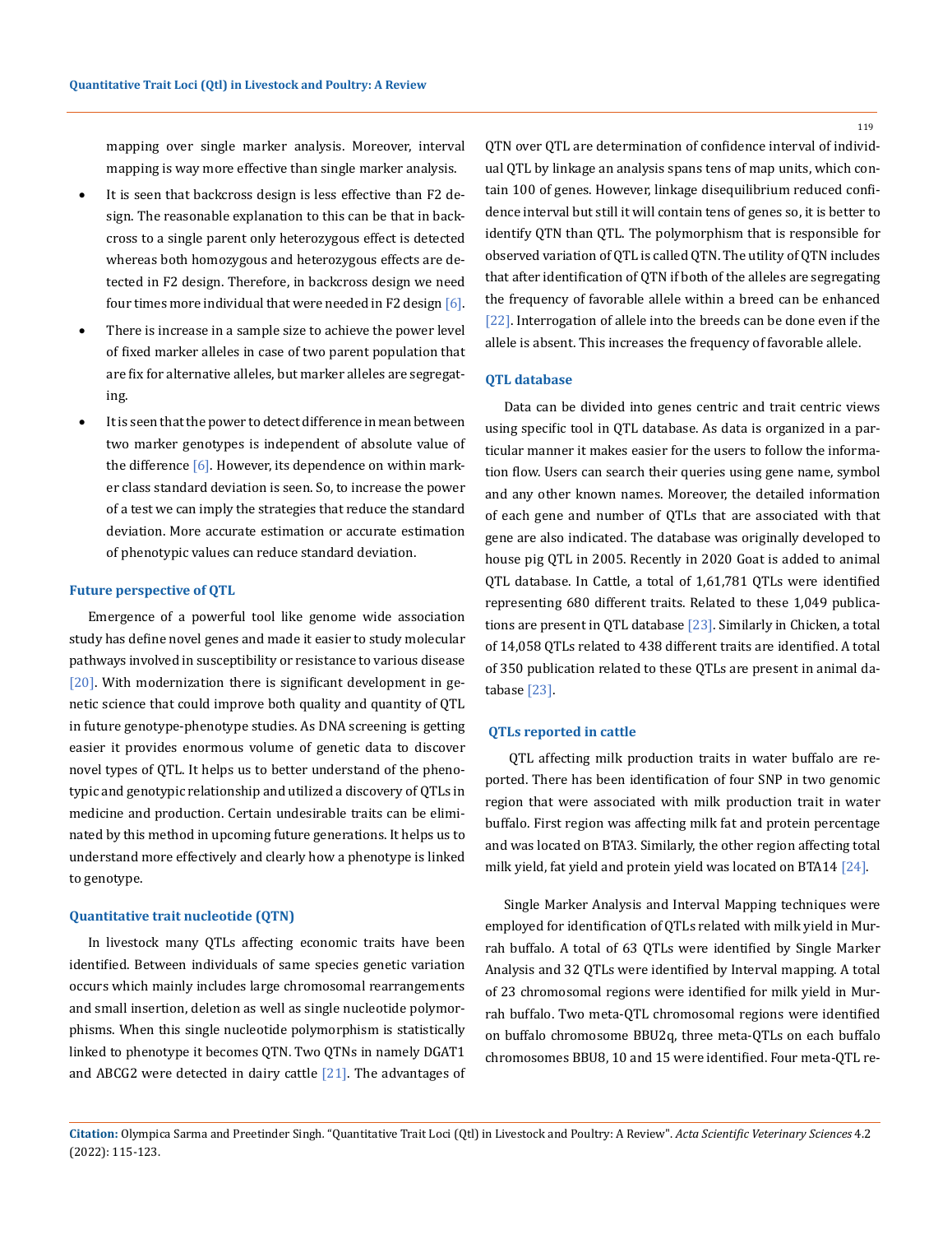mapping over single marker analysis. Moreover, interval mapping is way more effective than single marker analysis.

- It is seen that backcross design is less effective than F2 design. The reasonable explanation to this can be that in backcross to a single parent only heterozygous effect is detected whereas both homozygous and heterozygous effects are detected in F2 design. Therefore, in backcross design we need four times more individual that were needed in F2 design [6].
- There is increase in a sample size to achieve the power level of fixed marker alleles in case of two parent population that are fix for alternative alleles, but marker alleles are segregating.
- It is seen that the power to detect difference in mean between two marker genotypes is independent of absolute value of the difference [6]. However, its dependence on within marker class standard deviation is seen. So, to increase the power of a test we can imply the strategies that reduce the standard deviation. More accurate estimation or accurate estimation of phenotypic values can reduce standard deviation.

### Future perspective of QTL

Emergence of a powerful tool like genome wide association study has define novel genes and made it easier to study molecular pathways involved in susceptibility or resistance to various disease [20]. With modernization there is significant development in genetic science that could improve both quality and quantity of QTL in future genotype-phenotype studies. As DNA screening is getting easier it provides enormous volume of genetic data to discover novel types of QTL. It helps us to better understand of the phenotypic and genotypic relationship and utilized a discovery of QTLs in medicine and production. Certain undesirable traits can be eliminated by this method in upcoming future generations. It helps us to understand more effectively and clearly how a phenotype is linked to genotype.

### Quantitative trait nucleotide (QTN)

In livestock many QTLs affecting economic traits have been identified. Between individuals of same species genetic variation occurs which mainly includes large chromosomal rearrangements and small insertion, deletion as well as single nucleotide polymorphisms. When this single nucleotide polymorphism is statistically linked to phenotype it becomes QTN. Two QTNs in namely DGAT1 and ABCG2 were detected in dairy cattle [21]. The advantages of QTN over QTL are determination of confidence interval of individual QTL by linkage an analysis spans tens of map units, which contain 100 of genes. However, linkage disequilibrium reduced confidence interval but still it will contain tens of genes so, it is better to identify QTN than QTL. The polymorphism that is responsible for observed variation of QTL is called QTN. The utility of QTN includes that after identification of QTN if both of the alleles are segregating the frequency of favorable allele within a breed can be enhanced [22]. Interrogation of allele into the breeds can be done even if the allele is absent. This increases the frequency of favorable allele.

### QTL database

Data can be divided into genes centric and trait centric views using specific tool in QTL database. As data is organized in a particular manner it makes easier for the users to follow the information flow. Users can search their queries using gene name, symbol and any other known names. Moreover, the detailed information of each gene and number of QTLs that are associated with that gene are also indicated. The database was originally developed to house pig QTL in 2005. Recently in 2020 Goat is added to animal QTL database. In Cattle, a total of 1,61,781 QTLs were identified representing 680 different traits. Related to these 1,049 publications are present in QTL database [23]. Similarly in Chicken, a total of 14,058 QTLs related to 438 different traits are identified. A total of 350 publication related to these QTLs are present in animal database [23].

### QTLs reported in cattle

QTL affecting milk production traits in water buffalo are reported. There has been identification of four SNP in two genomic region that were associated with milk production trait in water buffalo. First region was affecting milk fat and protein percentage and was located on BTA3. Similarly, the other region affecting total milk yield, fat yield and protein yield was located on BTA14 [24].

Single Marker Analysis and Interval Mapping techniques were employed for identification of QTLs related with milk yield in Murrah buffalo. A total of 63 QTLs were identified by Single Marker Analysis and 32 QTLs were identified by Interval mapping. A total of 23 chromosomal regions were identified for milk yield in Murrah buffalo. Two meta-QTL chromosomal regions were identified on buffalo chromosome BBU2q, three meta-QTLs on each buffalo chromosomes BBU8, 10 and 15 were identified. Four meta-QTL re-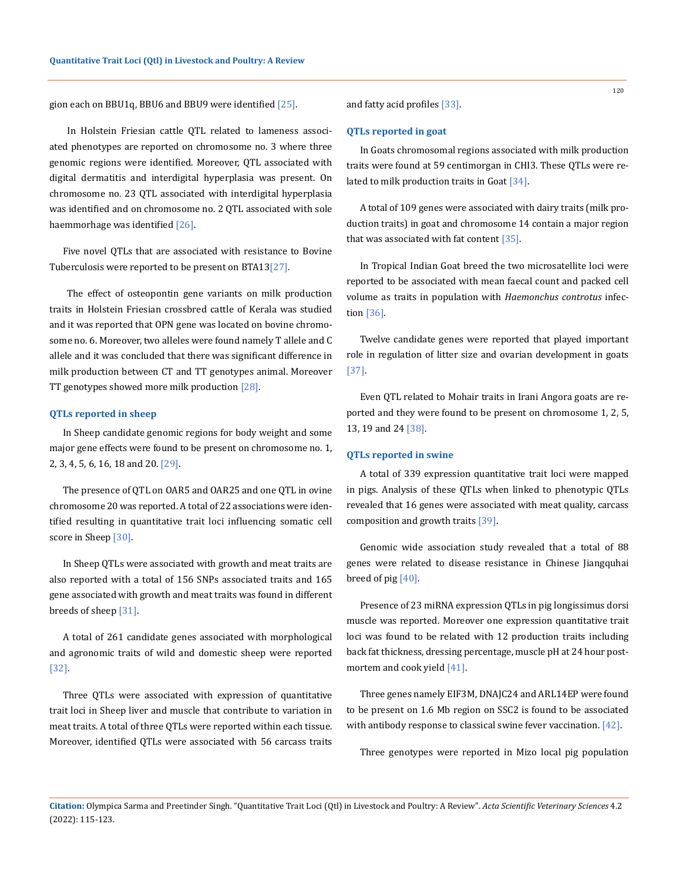gion each on BBU1q, BBU6 and BBU9 were identified [25].

In Holstein Friesian cattle QTL related to lameness associated phenotypes are reported on chromosome no. 3 where three genomic regions were identified. Moreover, QTL associated with digital dermatitis and interdigital hyperplasia was present. On chromosome no. 23 QTL associated with interdigital hyperplasia was identified and on chromosome no. 2 QTL associated with sole haemmorhage was identified [26].

Five novel QTLs that are associated with resistance to Bovine Tuberculosis were reported to be present on BTA13[27].

The effect of osteopontin gene variants on milk production traits in Holstein Friesian crossbred cattle of Kerala was studied and it was reported that OPN gene was located on bovine chromosome no. 6. Moreover, two alleles were found namely T allele and C allele and it was concluded that there was significant difference in milk production between CT and TT genotypes animal. Moreover TT genotypes showed more milk production [28].

### QTLs reported in sheep

In Sheep candidate genomic regions for body weight and some major gene effects were found to be present on chromosome no. 1, 2, 3, 4, 5, 6, 16, 18 and 20. [29].

The presence of QTL on OAR5 and OAR25 and one QTL in ovine chromosome 20 was reported. A total of 22 associations were identified resulting in quantitative trait loci influencing somatic cell score in Sheep [30].

In Sheep QTLs were associated with growth and meat traits are also reported with a total of 156 SNPs associated traits and 165 gene associated with growth and meat traits was found in different breeds of sheep [31].

A total of 261 candidate genes associated with morphological and agronomic traits of wild and domestic sheep were reported [32].

Three QTLs were associated with expression of quantitative trait loci in Sheep liver and muscle that contribute to variation in meat traits. A total of three QTLs were reported within each tissue. Moreover, identified QTLs were associated with 56 carcass traits and fatty acid profiles [33].

### QTLs reported in goat

In Goats chromosomal regions associated with milk production traits were found at 59 centimorgan in CHI3. These QTLs were related to milk production traits in Goat [34].

A total of 109 genes were associated with dairy traits (milk production traits) in goat and chromosome 14 contain a major region that was associated with fat content [35].

In Tropical Indian Goat breed the two microsatellite loci were reported to be associated with mean faecal count and packed cell volume as traits in population with *Haemonchus controtus* infection [36].

Twelve candidate genes were reported that played important role in regulation of litter size and ovarian development in goats [37].

Even QTL related to Mohair traits in Irani Angora goats are reported and they were found to be present on chromosome 1, 2, 5, 13, 19 and 24 [38].

### QTLs reported in swine

A total of 339 expression quantitative trait loci were mapped in pigs. Analysis of these QTLs when linked to phenotypic QTLs revealed that 16 genes were associated with meat quality, carcass composition and growth traits [39].

Genomic wide association study revealed that a total of 88 genes were related to disease resistance in Chinese Jiangquhai breed of pig [40].

Presence of 23 miRNA expression QTLs in pig longissimus dorsi muscle was reported. Moreover one expression quantitative trait loci was found to be related with 12 production traits including back fat thickness, dressing percentage, muscle pH at 24 hour postmortem and cook yield [41].

Three genes namely EIF3M, DNAJC24 and ARL14EP were found to be present on 1.6 Mb region on SSC2 is found to be associated with antibody response to classical swine fever vaccination. [42].

Three genotypes were reported in Mizo local pig population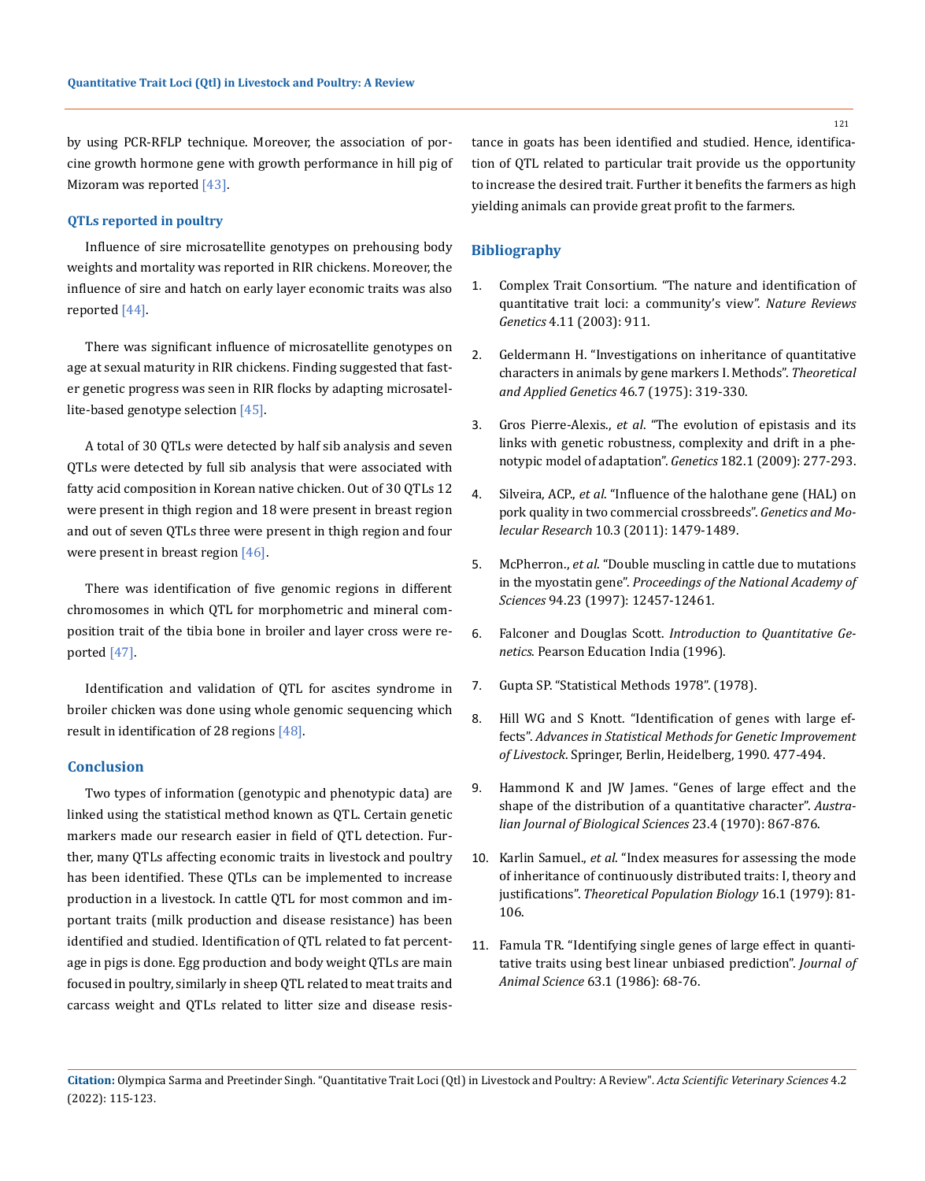by using PCR-RFLP technique. Moreover, the association of porcine growth hormone gene with growth performance in hill pig of Mizoram was reported [43].

### QTLs reported in poultry

Influence of sire microsatellite genotypes on prehousing body weights and mortality was reported in RIR chickens. Moreover, the influence of sire and hatch on early layer economic traits was also reported [44].

There was significant influence of microsatellite genotypes on age at sexual maturity in RIR chickens. Finding suggested that faster genetic progress was seen in RIR flocks by adapting microsatellite-based genotype selection [45].

A total of 30 QTLs were detected by half sib analysis and seven QTLs were detected by full sib analysis that were associated with fatty acid composition in Korean native chicken. Out of 30 QTLs 12 were present in thigh region and 18 were present in breast region and out of seven QTLs three were present in thigh region and four were present in breast region [46].

There was identification of five genomic regions in different chromosomes in which QTL for morphometric and mineral composition trait of the tibia bone in broiler and layer cross were reported [47].

Identification and validation of QTL for ascites syndrome in broiler chicken was done using whole genomic sequencing which result in identification of 28 regions [48].

## Conclusion

Two types of information (genotypic and phenotypic data) are linked using the statistical method known as QTL. Certain genetic markers made our research easier in field of QTL detection. Further, many QTLs affecting economic traits in livestock and poultry has been identified. These QTLs can be implemented to increase production in a livestock. In cattle QTL for most common and important traits (milk production and disease resistance) has been identified and studied. Identification of QTL related to fat percentage in pigs is done. Egg production and body weight QTLs are main focused in poultry, similarly in sheep QTL related to meat traits and carcass weight and QTLs related to litter size and disease resistance in goats has been identified and studied. Hence, identification of QTL related to particular trait provide us the opportunity to increase the desired trait. Further it benefits the farmers as high yielding animals can provide great profit to the farmers.

## Bibliography

1. Complex Trait Consortium. "The nature and identification of quantitative trait loci: a community's view". *Nature Reviews Genetics* 4.11 (2003): 911.
2. Geldermann H. "Investigations on inheritance of quantitative characters in animals by gene markers I. Methods". *Theoretical and Applied Genetics* 46.7 (1975): 319-330.
3. Gros Pierre-Alexis., *et al*. "The evolution of epistasis and its links with genetic robustness, complexity and drift in a phenotypic model of adaptation". *Genetics* 182.1 (2009): 277-293.
4. Silveira, ACP., *et al*. "Influence of the halothane gene (HAL) on pork quality in two commercial crossbreeds". *Genetics and Molecular Research* 10.3 (2011): 1479-1489.
5. McPherron., *et al*. "Double muscling in cattle due to mutations in the myostatin gene". *Proceedings of the National Academy of Sciences* 94.23 (1997): 12457-12461.
6. Falconer and Douglas Scott. *Introduction to Quantitative Genetics*. Pearson Education India (1996).
7. Gupta SP. "Statistical Methods 1978". (1978).
8. Hill WG and S Knott. "Identification of genes with large effects". *Advances in Statistical Methods for Genetic Improvement of Livestock*. Springer, Berlin, Heidelberg, 1990. 477-494.
9. Hammond K and JW James. "Genes of large effect and the shape of the distribution of a quantitative character". *Australian Journal of Biological Sciences* 23.4 (1970): 867-876.
10. Karlin Samuel., *et al*. "Index measures for assessing the mode of inheritance of continuously distributed traits: I, theory and justifications". *Theoretical Population Biology* 16.1 (1979): 81-106.
11. Famula TR. "Identifying single genes of large effect in quantitative traits using best linear unbiased prediction". *Journal of Animal Science* 63.1 (1986): 68-76.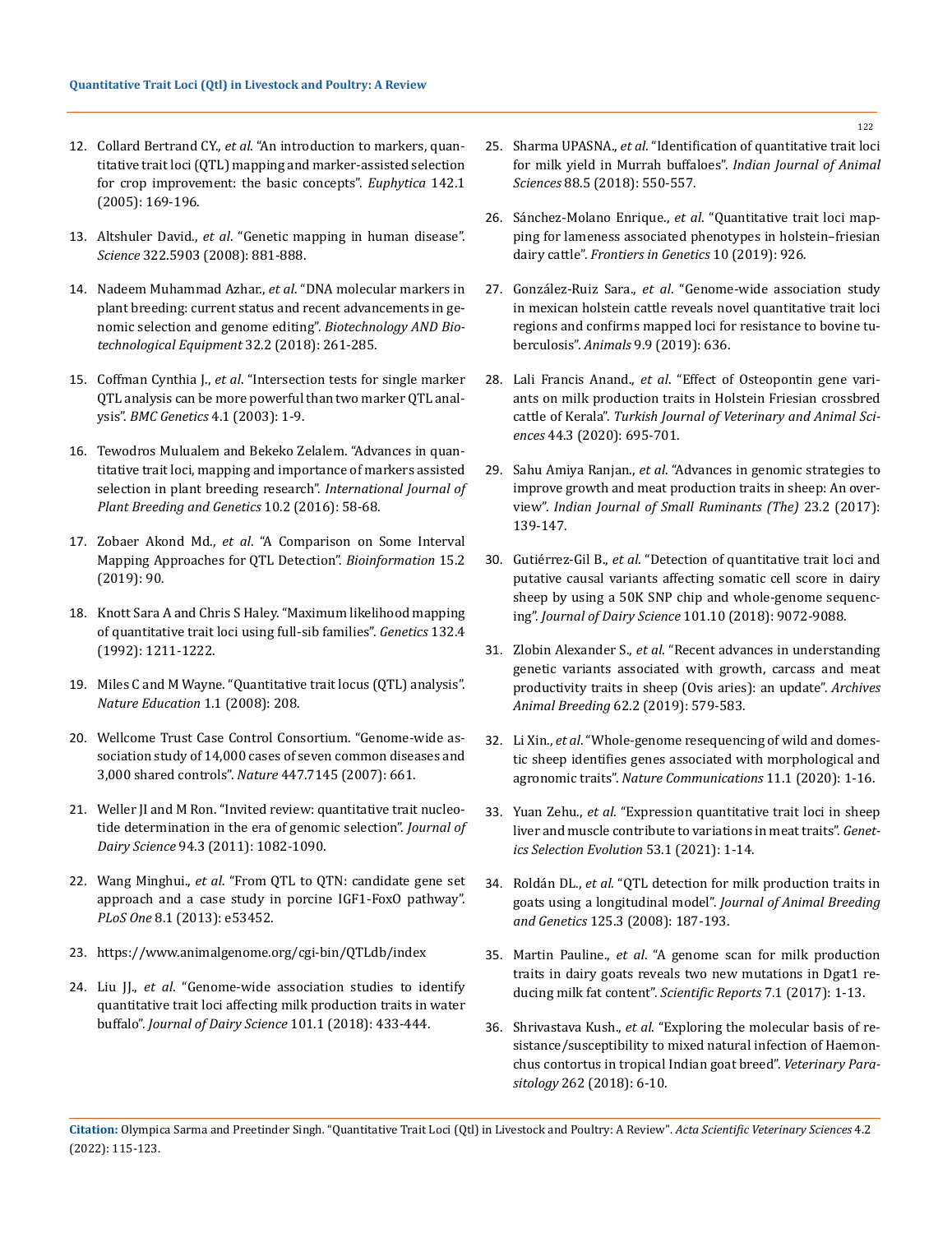12. Collard Bertrand CY., *et al*. "An introduction to markers, quantitative trait loci (QTL) mapping and marker-assisted selection for crop improvement: the basic concepts". *Euphytica* 142.1 (2005): 169-196.

13. Altshuler David., *et al*. "Genetic mapping in human disease". *Science* 322.5903 (2008): 881-888.

14. Nadeem Muhammad Azhar., *et al*. "DNA molecular markers in plant breeding: current status and recent advancements in genomic selection and genome editing". *Biotechnology AND Biotechnological Equipment* 32.2 (2018): 261-285.

15. Coffman Cynthia J., *et al*. "Intersection tests for single marker QTL analysis can be more powerful than two marker QTL analysis". *BMC Genetics* 4.1 (2003): 1-9.

16. Tewodros Mulualem and Bekeko Zelalem. "Advances in quantitative trait loci, mapping and importance of markers assisted selection in plant breeding research". *International Journal of Plant Breeding and Genetics* 10.2 (2016): 58-68.

17. Zobaer Akond Md., *et al*. "A Comparison on Some Interval Mapping Approaches for QTL Detection". *Bioinformation* 15.2 (2019): 90.

18. Knott Sara A and Chris S Haley. "Maximum likelihood mapping of quantitative trait loci using full-sib families". *Genetics* 132.4 (1992): 1211-1222.

19. Miles C and M Wayne. "Quantitative trait locus (QTL) analysis". *Nature Education* 1.1 (2008): 208.

20. Wellcome Trust Case Control Consortium. "Genome-wide association study of 14,000 cases of seven common diseases and 3,000 shared controls". *Nature* 447.7145 (2007): 661.

21. Weller JI and M Ron. "Invited review: quantitative trait nucleotide determination in the era of genomic selection". *Journal of Dairy Science* 94.3 (2011): 1082-1090.

22. Wang Minghui., *et al*. "From QTL to QTN: candidate gene set approach and a case study in porcine IGF1-FoxO pathway". *PLoS One* 8.1 (2013): e53452.

23. https://www.animalgenome.org/cgi-bin/QTLdb/index

24. Liu JJ., *et al*. "Genome-wide association studies to identify quantitative trait loci affecting milk production traits in water buffalo". *Journal of Dairy Science* 101.1 (2018): 433-444.

25. Sharma UPASNA., *et al*. "Identification of quantitative trait loci for milk yield in Murrah buffaloes". *Indian Journal of Animal Sciences* 88.5 (2018): 550-557.

26. Sánchez-Molano Enrique., *et al*. "Quantitative trait loci mapping for lameness associated phenotypes in holstein–friesian dairy cattle". *Frontiers in Genetics* 10 (2019): 926.

27. González-Ruiz Sara., *et al*. "Genome-wide association study in mexican holstein cattle reveals novel quantitative trait loci regions and confirms mapped loci for resistance to bovine tuberculosis". *Animals* 9.9 (2019): 636.

28. Lali Francis Anand., *et al*. "Effect of Osteopontin gene variants on milk production traits in Holstein Friesian crossbred cattle of Kerala". *Turkish Journal of Veterinary and Animal Sciences* 44.3 (2020): 695-701.

29. Sahu Amiya Ranjan., *et al*. "Advances in genomic strategies to improve growth and meat production traits in sheep: An overview". *Indian Journal of Small Ruminants (The)* 23.2 (2017): 139-147.

30. Gutiérrez-Gil B., *et al*. "Detection of quantitative trait loci and putative causal variants affecting somatic cell score in dairy sheep by using a 50K SNP chip and whole-genome sequencing". *Journal of Dairy Science* 101.10 (2018): 9072-9088.

31. Zlobin Alexander S., *et al*. "Recent advances in understanding genetic variants associated with growth, carcass and meat productivity traits in sheep (Ovis aries): an update". *Archives Animal Breeding* 62.2 (2019): 579-583.

32. Li Xin., *et al*. "Whole-genome resequencing of wild and domestic sheep identifies genes associated with morphological and agronomic traits". *Nature Communications* 11.1 (2020): 1-16.

33. Yuan Zehu., *et al*. "Expression quantitative trait loci in sheep liver and muscle contribute to variations in meat traits". *Genetics Selection Evolution* 53.1 (2021): 1-14.

34. Roldán DL., *et al*. "QTL detection for milk production traits in goats using a longitudinal model". *Journal of Animal Breeding and Genetics* 125.3 (2008): 187-193.

35. Martin Pauline., *et al*. "A genome scan for milk production traits in dairy goats reveals two new mutations in Dgat1 reducing milk fat content". *Scientific Reports* 7.1 (2017): 1-13.

36. Shrivastava Kush., *et al*. "Exploring the molecular basis of resistance/susceptibility to mixed natural infection of Haemonchus contortus in tropical Indian goat breed". *Veterinary Parasitology* 262 (2018): 6-10.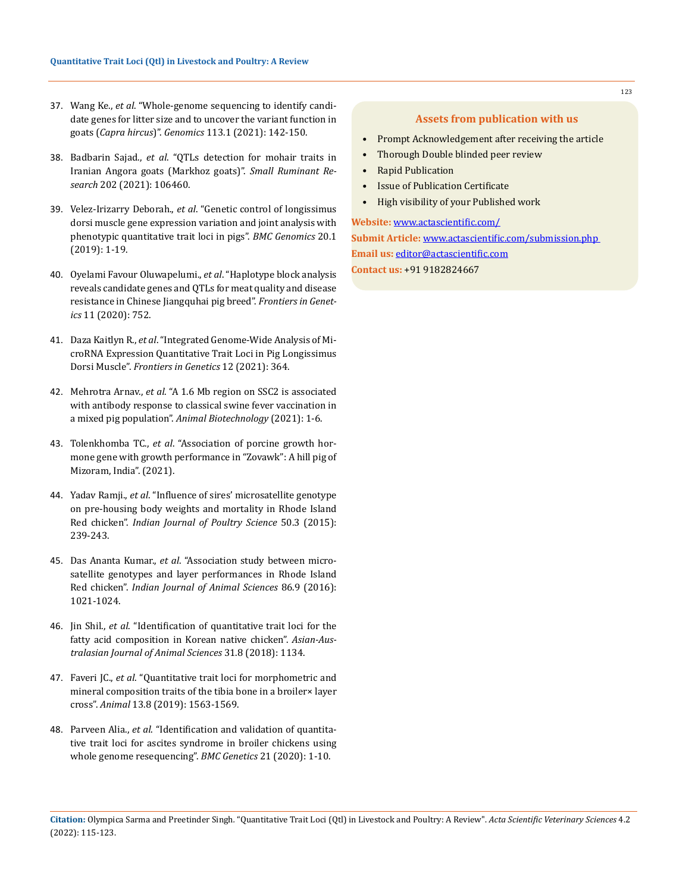37. Wang Ke., *et al*. "Whole-genome sequencing to identify candidate genes for litter size and to uncover the variant function in goats (*Capra hircus*)". *Genomics* 113.1 (2021): 142-150.

38. Badbarin Sajad., *et al*. "QTLs detection for mohair traits in Iranian Angora goats (Markhoz goats)". *Small Ruminant Research* 202 (2021): 106460.

39. Velez-Irizarry Deborah., *et al*. "Genetic control of longissimus dorsi muscle gene expression variation and joint analysis with phenotypic quantitative trait loci in pigs". *BMC Genomics* 20.1 (2019): 1-19.

40. Oyelami Favour Oluwapelumi., *et al*. "Haplotype block analysis reveals candidate genes and QTLs for meat quality and disease resistance in Chinese Jiangquhai pig breed". *Frontiers in Genetics* 11 (2020): 752.

41. Daza Kaitlyn R., *et al*. "Integrated Genome-Wide Analysis of MicroRNA Expression Quantitative Trait Loci in Pig Longissimus Dorsi Muscle". *Frontiers in Genetics* 12 (2021): 364.

42. Mehrotra Arnav., *et al*. "A 1.6 Mb region on SSC2 is associated with antibody response to classical swine fever vaccination in a mixed pig population". *Animal Biotechnology* (2021): 1-6.

43. Tolenkhomba TC., *et al*. "Association of porcine growth hormone gene with growth performance in "Zovawk": A hill pig of Mizoram, India". (2021).

44. Yadav Ramji., *et al*. "Influence of sires' microsatellite genotype on pre-housing body weights and mortality in Rhode Island Red chicken". *Indian Journal of Poultry Science* 50.3 (2015): 239-243.

45. Das Ananta Kumar., *et al*. "Association study between microsatellite genotypes and layer performances in Rhode Island Red chicken". *Indian Journal of Animal Sciences* 86.9 (2016): 1021-1024.

46. Jin Shil., *et al*. "Identification of quantitative trait loci for the fatty acid composition in Korean native chicken". *Asian-Australasian Journal of Animal Sciences* 31.8 (2018): 1134.

47. Faveri JC., *et al*. "Quantitative trait loci for morphometric and mineral composition traits of the tibia bone in a broiler× layer cross". *Animal* 13.8 (2019): 1563-1569.

48. Parveen Alia., *et al*. "Identification and validation of quantitative trait loci for ascites syndrome in broiler chickens using whole genome resequencing". *BMC Genetics* 21 (2020): 1-10.

### Assets from publication with us

- Prompt Acknowledgement after receiving the article
- Thorough Double blinded peer review
- Rapid Publication
- Issue of Publication Certificate
- High visibility of your Published work

**Website:** www.actascientific.com/
**Submit Article:** www.actascientific.com/submission.php
**Email us:** editor@actascientific.com
**Contact us:** +91 9182824667